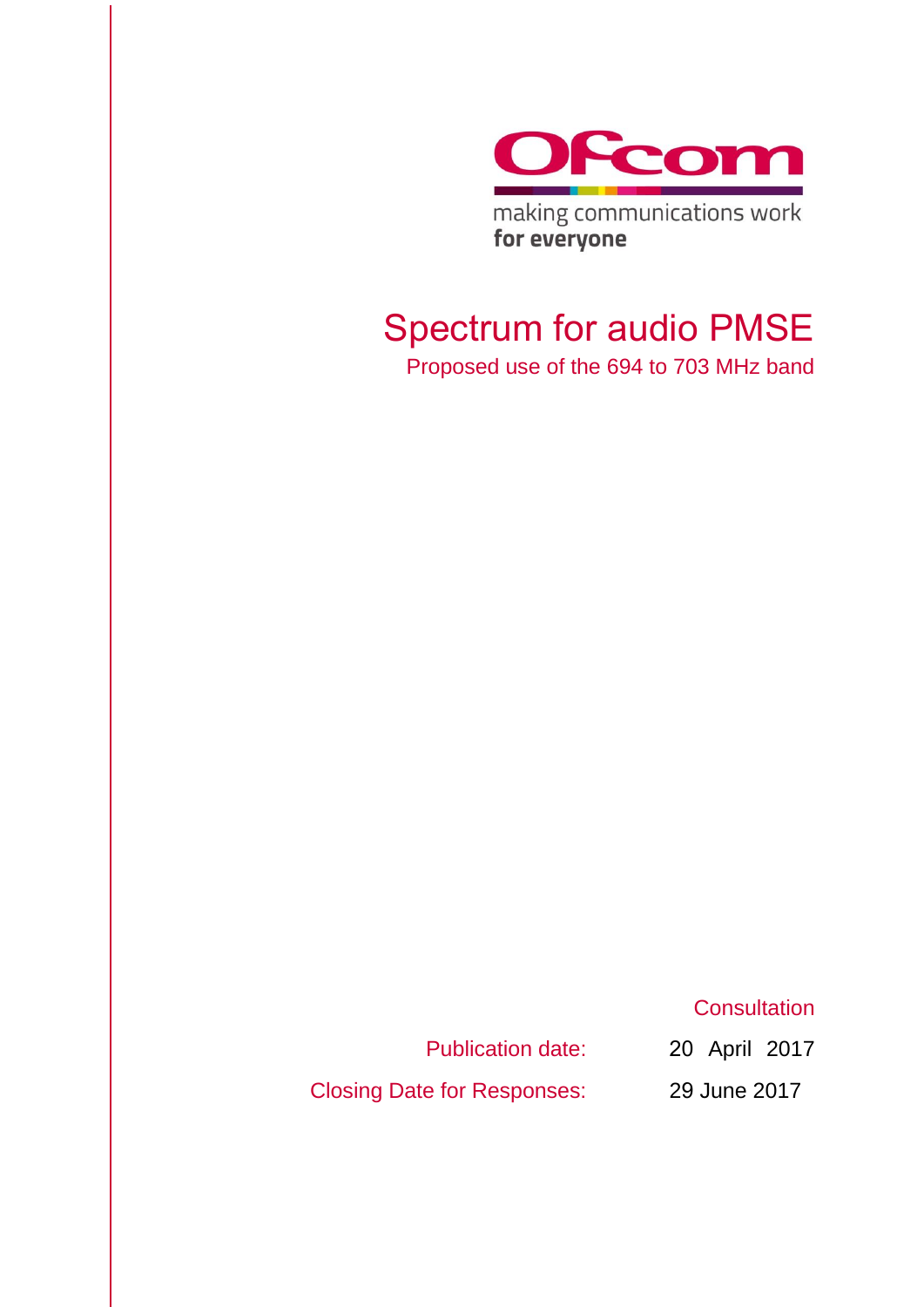Ofcom

making communications work
**for everyone**

# Spectrum for audio PMSE

## Proposed use of the 694 to 703 MHz band

Consultation

Publication date: 20 April 2017

Closing Date for Responses: 29 June 2017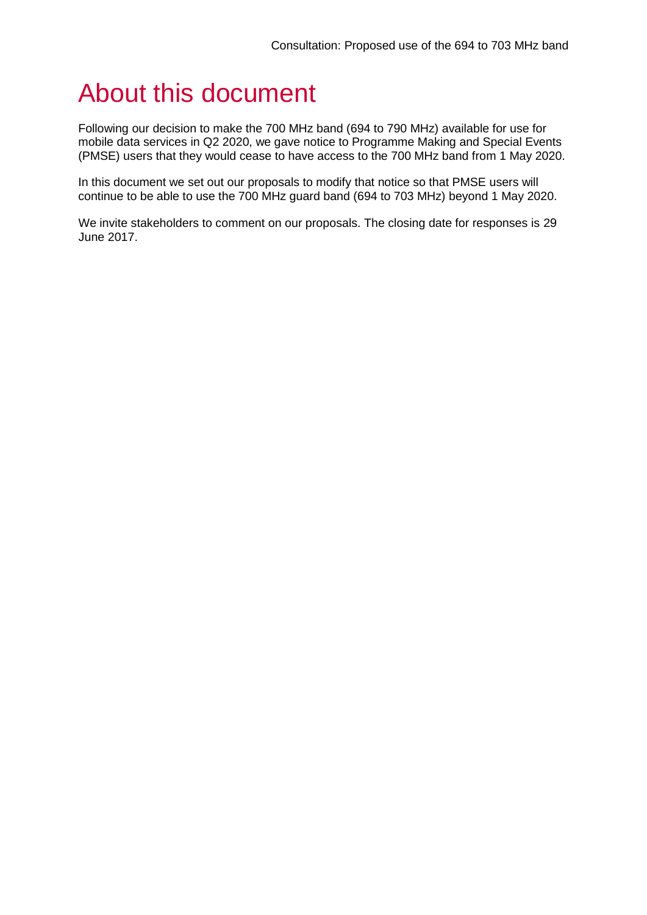# About this document

Following our decision to make the 700 MHz band (694 to 790 MHz) available for use for mobile data services in Q2 2020, we gave notice to Programme Making and Special Events (PMSE) users that they would cease to have access to the 700 MHz band from 1 May 2020.

In this document we set out our proposals to modify that notice so that PMSE users will continue to be able to use the 700 MHz guard band (694 to 703 MHz) beyond 1 May 2020.

We invite stakeholders to comment on our proposals. The closing date for responses is 29 June 2017.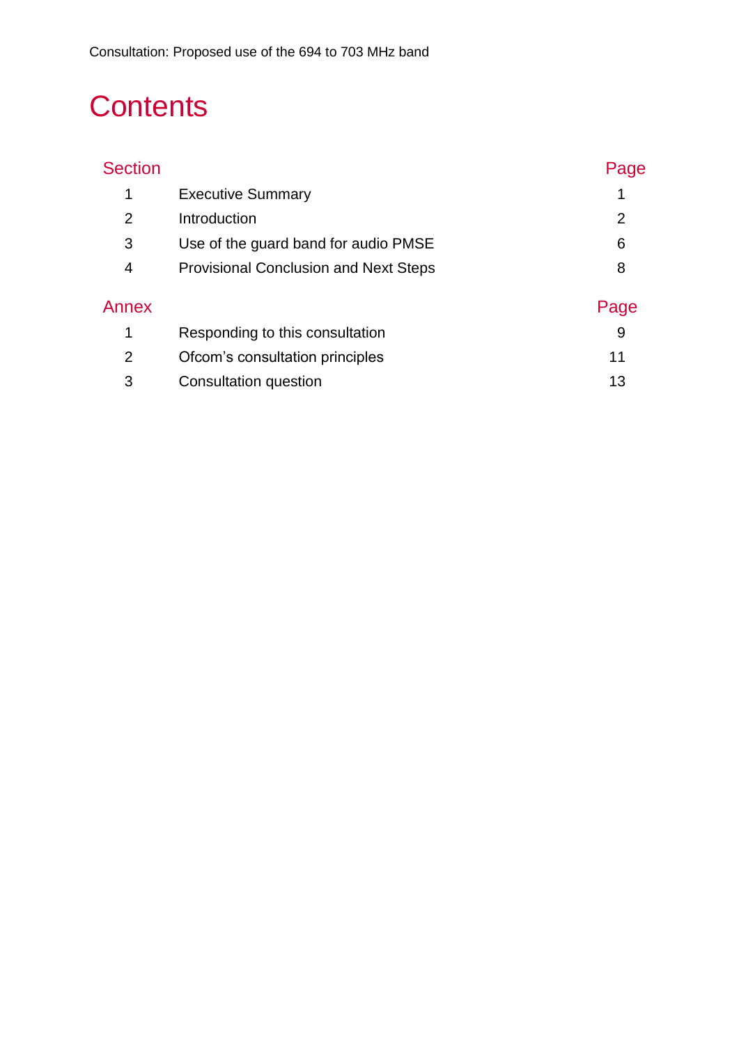# Contents

| Section | | Page |
|---|---|---|
| 1 | Executive Summary | 1 |
| 2 | Introduction | 2 |
| 3 | Use of the guard band for audio PMSE | 6 |
| 4 | Provisional Conclusion and Next Steps | 8 |

| Annex | | Page |
|---|---|---|
| 1 | Responding to this consultation | 9 |
| 2 | Ofcom's consultation principles | 11 |
| 3 | Consultation question | 13 |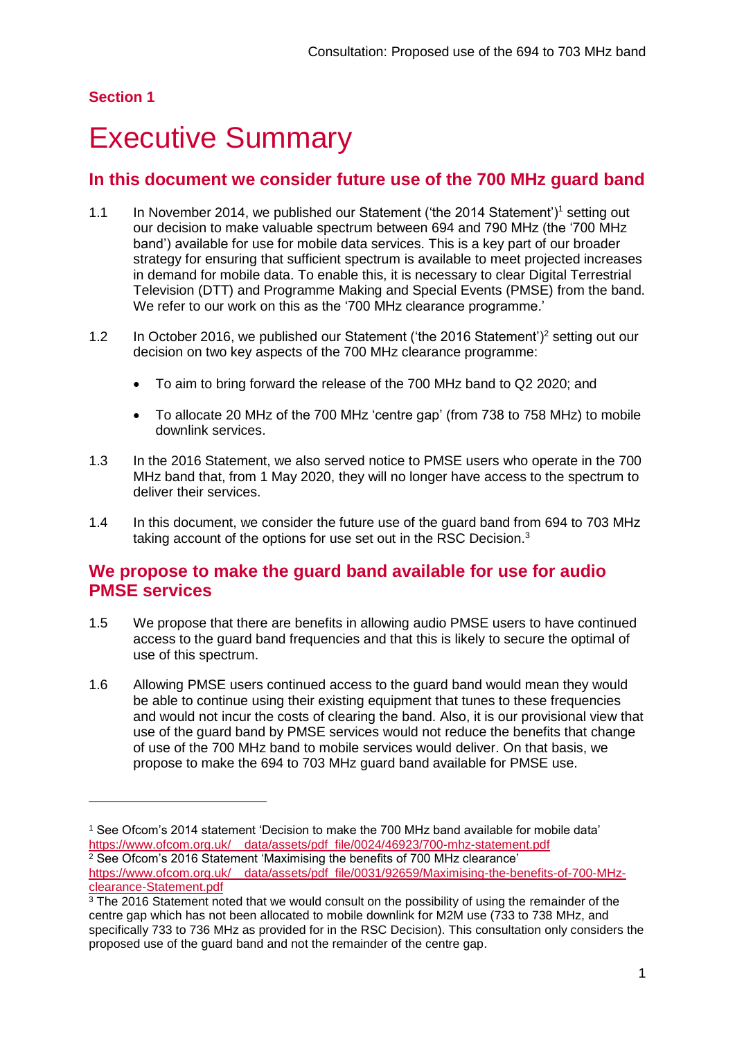## Section 1

# Executive Summary

## In this document we consider future use of the 700 MHz guard band

1.1 In November 2014, we published our Statement ('the 2014 Statement')[1] setting out our decision to make valuable spectrum between 694 and 790 MHz (the '700 MHz band') available for use for mobile data services. This is a key part of our broader strategy for ensuring that sufficient spectrum is available to meet projected increases in demand for mobile data. To enable this, it is necessary to clear Digital Terrestrial Television (DTT) and Programme Making and Special Events (PMSE) from the band. We refer to our work on this as the '700 MHz clearance programme.'

1.2 In October 2016, we published our Statement ('the 2016 Statement')[2] setting out our decision on two key aspects of the 700 MHz clearance programme:

- To aim to bring forward the release of the 700 MHz band to Q2 2020; and
- To allocate 20 MHz of the 700 MHz 'centre gap' (from 738 to 758 MHz) to mobile downlink services.

1.3 In the 2016 Statement, we also served notice to PMSE users who operate in the 700 MHz band that, from 1 May 2020, they will no longer have access to the spectrum to deliver their services.

1.4 In this document, we consider the future use of the guard band from 694 to 703 MHz taking account of the options for use set out in the RSC Decision.[3]

## We propose to make the guard band available for use for audio PMSE services

1.5 We propose that there are benefits in allowing audio PMSE users to have continued access to the guard band frequencies and that this is likely to secure the optimal of use of this spectrum.

1.6 Allowing PMSE users continued access to the guard band would mean they would be able to continue using their existing equipment that tunes to these frequencies and would not incur the costs of clearing the band. Also, it is our provisional view that use of the guard band by PMSE services would not reduce the benefits that change of use of the 700 MHz band to mobile services would deliver. On that basis, we propose to make the 694 to 703 MHz guard band available for PMSE use.

---

[1] See Ofcom's 2014 statement 'Decision to make the 700 MHz band available for mobile data' https://www.ofcom.org.uk/__data/assets/pdf_file/0024/46923/700-mhz-statement.pdf

[2] See Ofcom's 2016 Statement 'Maximising the benefits of 700 MHz clearance' https://www.ofcom.org.uk/__data/assets/pdf_file/0031/92659/Maximising-the-benefits-of-700-MHz-clearance-Statement.pdf

[3] The 2016 Statement noted that we would consult on the possibility of using the remainder of the centre gap which has not been allocated to mobile downlink for M2M use (733 to 738 MHz, and specifically 733 to 736 MHz as provided for in the RSC Decision). This consultation only considers the proposed use of the guard band and not the remainder of the centre gap.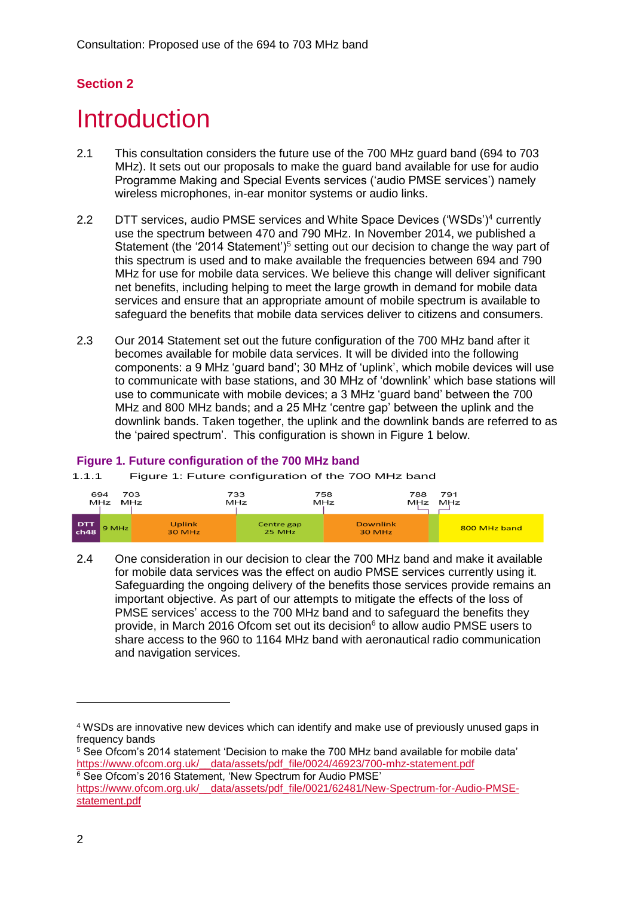## Section 2

# Introduction

2.1 This consultation considers the future use of the 700 MHz guard band (694 to 703 MHz). It sets out our proposals to make the guard band available for use for audio Programme Making and Special Events services ('audio PMSE services') namely wireless microphones, in-ear monitor systems or audio links.

2.2 DTT services, audio PMSE services and White Space Devices ('WSDs')[4] currently use the spectrum between 470 and 790 MHz. In November 2014, we published a Statement (the '2014 Statement')[5] setting out our decision to change the way part of this spectrum is used and to make available the frequencies between 694 and 790 MHz for use for mobile data services. We believe this change will deliver significant net benefits, including helping to meet the large growth in demand for mobile data services and ensure that an appropriate amount of mobile spectrum is available to safeguard the benefits that mobile data services deliver to citizens and consumers.

2.3 Our 2014 Statement set out the future configuration of the 700 MHz band after it becomes available for mobile data services. It will be divided into the following components: a 9 MHz 'guard band'; 30 MHz of 'uplink', which mobile devices will use to communicate with base stations, and 30 MHz of 'downlink' which base stations will use to communicate with mobile devices; a 3 MHz 'guard band' between the 700 MHz and 800 MHz bands; and a 25 MHz 'centre gap' between the uplink and the downlink bands. Taken together, the uplink and the downlink bands are referred to as the 'paired spectrum'. This configuration is shown in Figure 1 below.

**Figure 1. Future configuration of the 700 MHz band**

1.1.1 Figure 1: Future configuration of the 700 MHz band

| DTT ch48 | 9 MHz | Uplink 30 MHz | Centre gap 25 MHz | Downlink 30 MHz | | 800 MHz band |
|---|---|---|---|---|---|---|
| | 694 MHz – 703 MHz | 703 MHz – 733 MHz | 733 MHz – 758 MHz | 758 MHz – 788 MHz | 788 MHz – 791 MHz | 791 MHz – |

2.4 One consideration in our decision to clear the 700 MHz band and make it available for mobile data services was the effect on audio PMSE services currently using it. Safeguarding the ongoing delivery of the benefits those services provide remains an important objective. As part of our attempts to mitigate the effects of the loss of PMSE services' access to the 700 MHz band and to safeguard the benefits they provide, in March 2016 Ofcom set out its decision[6] to allow audio PMSE users to share access to the 960 to 1164 MHz band with aeronautical radio communication and navigation services.

---

[4] WSDs are innovative new devices which can identify and make use of previously unused gaps in frequency bands

[5] See Ofcom's 2014 statement 'Decision to make the 700 MHz band available for mobile data' https://www.ofcom.org.uk/__data/assets/pdf_file/0024/46923/700-mhz-statement.pdf

[6] See Ofcom's 2016 Statement, 'New Spectrum for Audio PMSE' https://www.ofcom.org.uk/__data/assets/pdf_file/0021/62481/New-Spectrum-for-Audio-PMSE-statement.pdf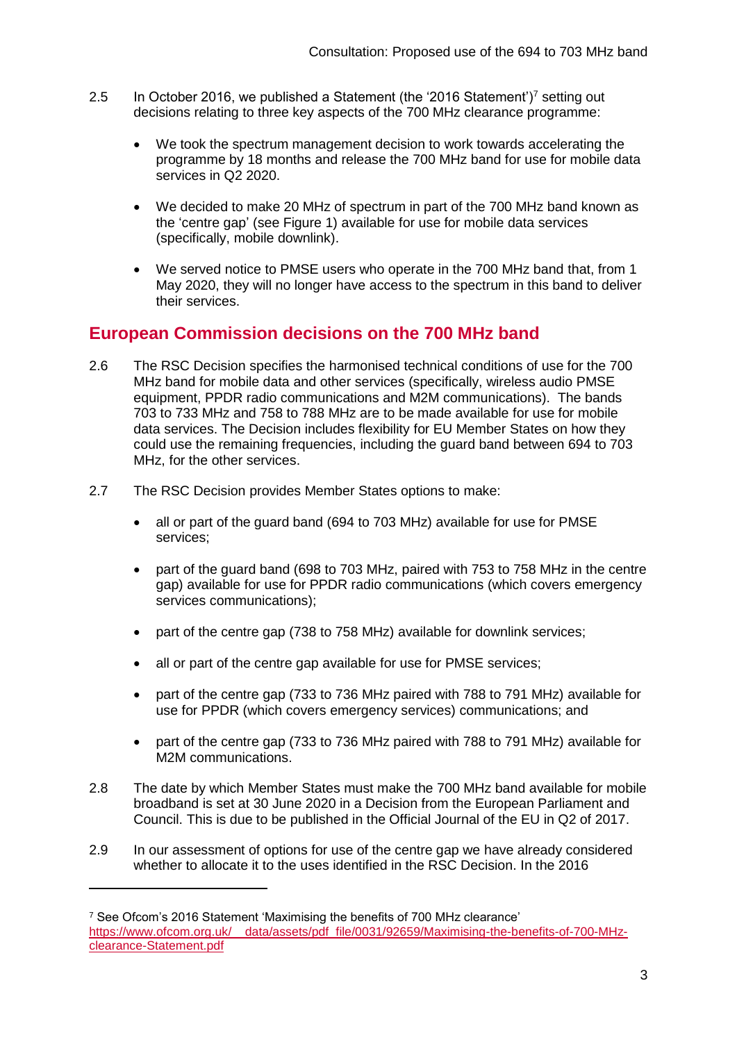2.5 In October 2016, we published a Statement (the '2016 Statement')[7] setting out decisions relating to three key aspects of the 700 MHz clearance programme:

- We took the spectrum management decision to work towards accelerating the programme by 18 months and release the 700 MHz band for use for mobile data services in Q2 2020.
- We decided to make 20 MHz of spectrum in part of the 700 MHz band known as the 'centre gap' (see Figure 1) available for use for mobile data services (specifically, mobile downlink).
- We served notice to PMSE users who operate in the 700 MHz band that, from 1 May 2020, they will no longer have access to the spectrum in this band to deliver their services.

## European Commission decisions on the 700 MHz band

2.6 The RSC Decision specifies the harmonised technical conditions of use for the 700 MHz band for mobile data and other services (specifically, wireless audio PMSE equipment, PPDR radio communications and M2M communications). The bands 703 to 733 MHz and 758 to 788 MHz are to be made available for use for mobile data services. The Decision includes flexibility for EU Member States on how they could use the remaining frequencies, including the guard band between 694 to 703 MHz, for the other services.

2.7 The RSC Decision provides Member States options to make:

- all or part of the guard band (694 to 703 MHz) available for use for PMSE services;
- part of the guard band (698 to 703 MHz, paired with 753 to 758 MHz in the centre gap) available for use for PPDR radio communications (which covers emergency services communications);
- part of the centre gap (738 to 758 MHz) available for downlink services;
- all or part of the centre gap available for use for PMSE services;
- part of the centre gap (733 to 736 MHz paired with 788 to 791 MHz) available for use for PPDR (which covers emergency services) communications; and
- part of the centre gap (733 to 736 MHz paired with 788 to 791 MHz) available for M2M communications.

2.8 The date by which Member States must make the 700 MHz band available for mobile broadband is set at 30 June 2020 in a Decision from the European Parliament and Council. This is due to be published in the Official Journal of the EU in Q2 of 2017.

2.9 In our assessment of options for use of the centre gap we have already considered whether to allocate it to the uses identified in the RSC Decision. In the 2016

---

[7] See Ofcom's 2016 Statement 'Maximising the benefits of 700 MHz clearance' https://www.ofcom.org.uk/__data/assets/pdf_file/0031/92659/Maximising-the-benefits-of-700-MHz-clearance-Statement.pdf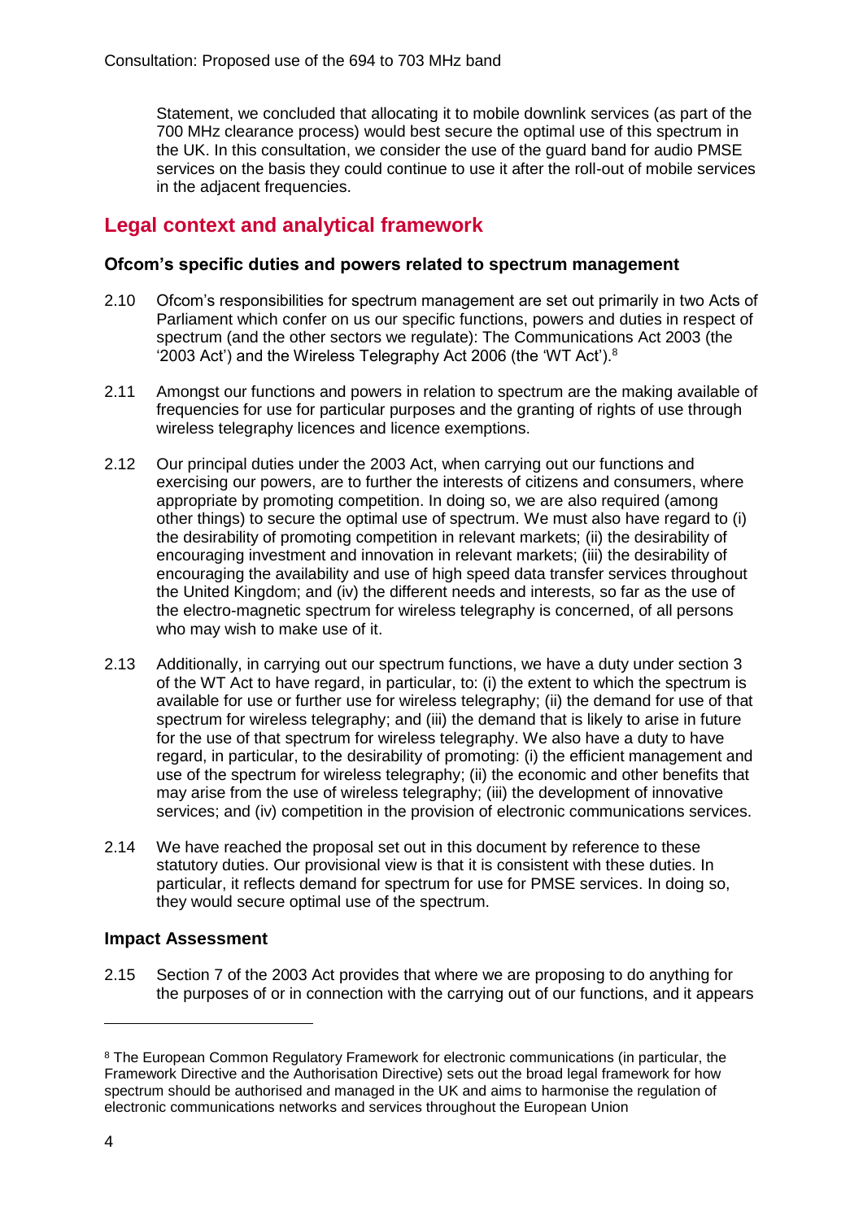Statement, we concluded that allocating it to mobile downlink services (as part of the 700 MHz clearance process) would best secure the optimal use of this spectrum in the UK. In this consultation, we consider the use of the guard band for audio PMSE services on the basis they could continue to use it after the roll-out of mobile services in the adjacent frequencies.

## Legal context and analytical framework

### Ofcom's specific duties and powers related to spectrum management

2.10 Ofcom's responsibilities for spectrum management are set out primarily in two Acts of Parliament which confer on us our specific functions, powers and duties in respect of spectrum (and the other sectors we regulate): The Communications Act 2003 (the '2003 Act') and the Wireless Telegraphy Act 2006 (the 'WT Act').[8]

2.11 Amongst our functions and powers in relation to spectrum are the making available of frequencies for use for particular purposes and the granting of rights of use through wireless telegraphy licences and licence exemptions.

2.12 Our principal duties under the 2003 Act, when carrying out our functions and exercising our powers, are to further the interests of citizens and consumers, where appropriate by promoting competition. In doing so, we are also required (among other things) to secure the optimal use of spectrum. We must also have regard to (i) the desirability of promoting competition in relevant markets; (ii) the desirability of encouraging investment and innovation in relevant markets; (iii) the desirability of encouraging the availability and use of high speed data transfer services throughout the United Kingdom; and (iv) the different needs and interests, so far as the use of the electro-magnetic spectrum for wireless telegraphy is concerned, of all persons who may wish to make use of it.

2.13 Additionally, in carrying out our spectrum functions, we have a duty under section 3 of the WT Act to have regard, in particular, to: (i) the extent to which the spectrum is available for use or further use for wireless telegraphy; (ii) the demand for use of that spectrum for wireless telegraphy; and (iii) the demand that is likely to arise in future for the use of that spectrum for wireless telegraphy. We also have a duty to have regard, in particular, to the desirability of promoting: (i) the efficient management and use of the spectrum for wireless telegraphy; (ii) the economic and other benefits that may arise from the use of wireless telegraphy; (iii) the development of innovative services; and (iv) competition in the provision of electronic communications services.

2.14 We have reached the proposal set out in this document by reference to these statutory duties. Our provisional view is that it is consistent with these duties. In particular, it reflects demand for spectrum for use for PMSE services. In doing so, they would secure optimal use of the spectrum.

### Impact Assessment

2.15 Section 7 of the 2003 Act provides that where we are proposing to do anything for the purposes of or in connection with the carrying out of our functions, and it appears

---

[8] The European Common Regulatory Framework for electronic communications (in particular, the Framework Directive and the Authorisation Directive) sets out the broad legal framework for how spectrum should be authorised and managed in the UK and aims to harmonise the regulation of electronic communications networks and services throughout the European Union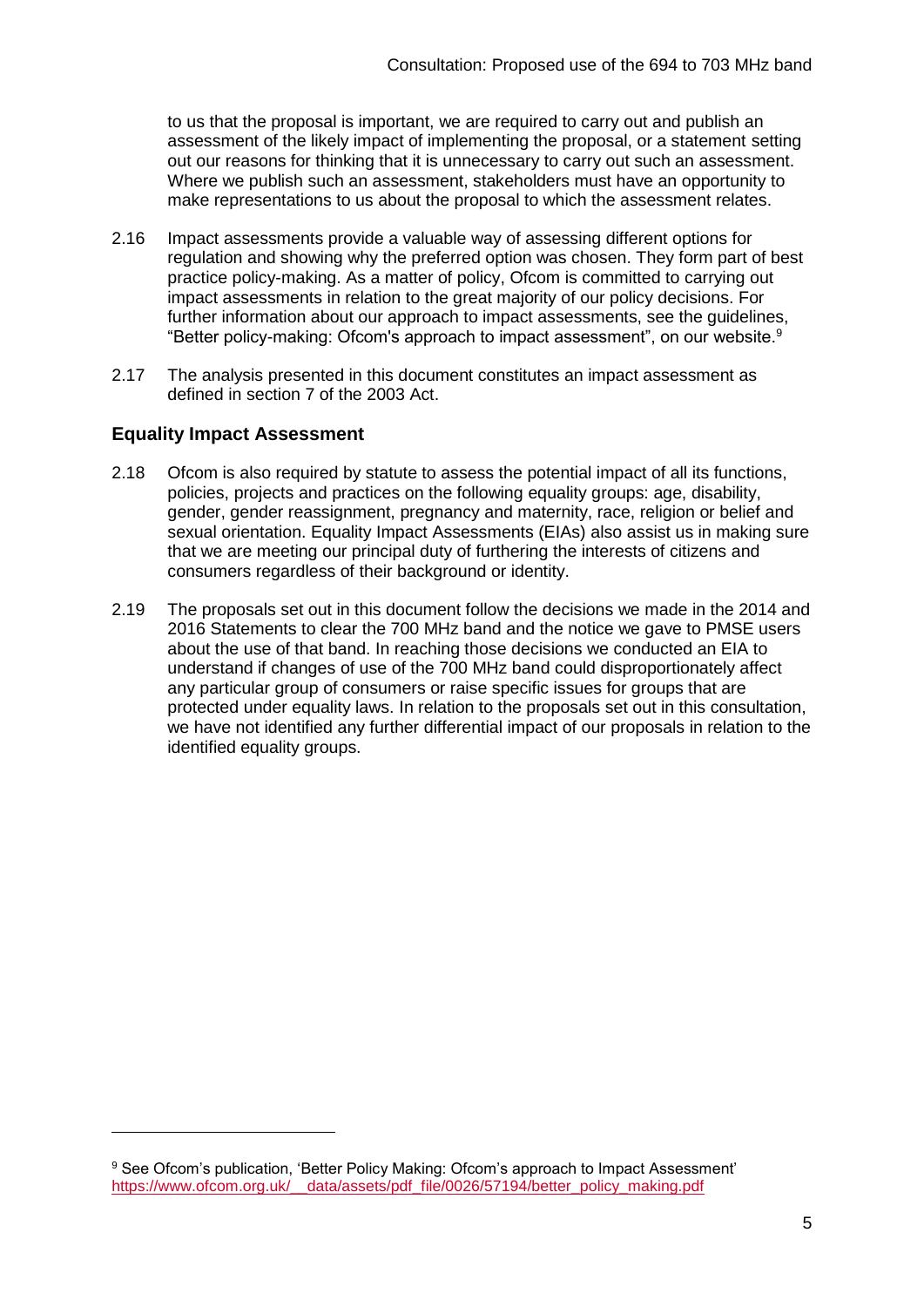to us that the proposal is important, we are required to carry out and publish an assessment of the likely impact of implementing the proposal, or a statement setting out our reasons for thinking that it is unnecessary to carry out such an assessment. Where we publish such an assessment, stakeholders must have an opportunity to make representations to us about the proposal to which the assessment relates.

2.16 Impact assessments provide a valuable way of assessing different options for regulation and showing why the preferred option was chosen. They form part of best practice policy-making. As a matter of policy, Ofcom is committed to carrying out impact assessments in relation to the great majority of our policy decisions. For further information about our approach to impact assessments, see the guidelines, "Better policy-making: Ofcom's approach to impact assessment", on our website.[9]

2.17 The analysis presented in this document constitutes an impact assessment as defined in section 7 of the 2003 Act.

### Equality Impact Assessment

2.18 Ofcom is also required by statute to assess the potential impact of all its functions, policies, projects and practices on the following equality groups: age, disability, gender, gender reassignment, pregnancy and maternity, race, religion or belief and sexual orientation. Equality Impact Assessments (EIAs) also assist us in making sure that we are meeting our principal duty of furthering the interests of citizens and consumers regardless of their background or identity.

2.19 The proposals set out in this document follow the decisions we made in the 2014 and 2016 Statements to clear the 700 MHz band and the notice we gave to PMSE users about the use of that band. In reaching those decisions we conducted an EIA to understand if changes of use of the 700 MHz band could disproportionately affect any particular group of consumers or raise specific issues for groups that are protected under equality laws. In relation to the proposals set out in this consultation, we have not identified any further differential impact of our proposals in relation to the identified equality groups.

---

[9] See Ofcom's publication, 'Better Policy Making: Ofcom's approach to Impact Assessment' https://www.ofcom.org.uk/__data/assets/pdf_file/0026/57194/better_policy_making.pdf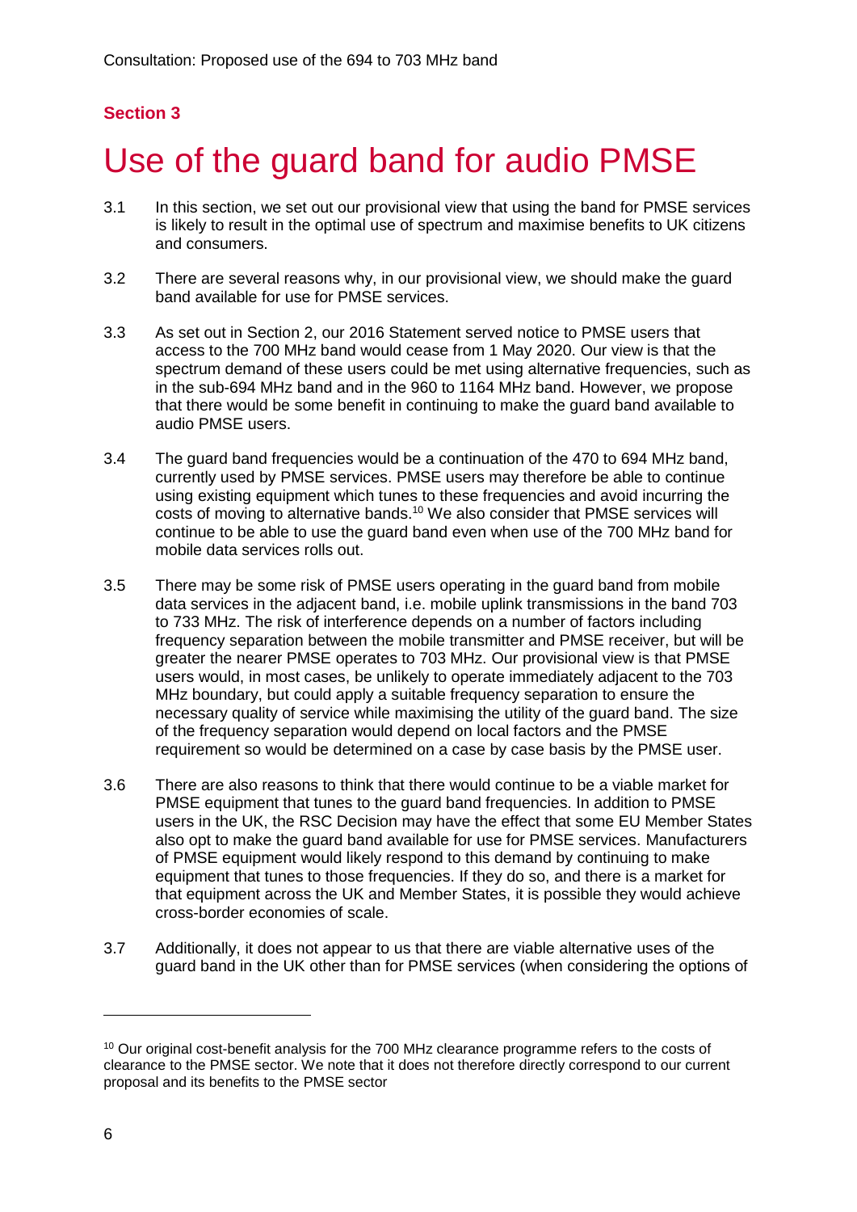## Section 3

# Use of the guard band for audio PMSE

3.1 In this section, we set out our provisional view that using the band for PMSE services is likely to result in the optimal use of spectrum and maximise benefits to UK citizens and consumers.

3.2 There are several reasons why, in our provisional view, we should make the guard band available for use for PMSE services.

3.3 As set out in Section 2, our 2016 Statement served notice to PMSE users that access to the 700 MHz band would cease from 1 May 2020. Our view is that the spectrum demand of these users could be met using alternative frequencies, such as in the sub-694 MHz band and in the 960 to 1164 MHz band. However, we propose that there would be some benefit in continuing to make the guard band available to audio PMSE users.

3.4 The guard band frequencies would be a continuation of the 470 to 694 MHz band, currently used by PMSE services. PMSE users may therefore be able to continue using existing equipment which tunes to these frequencies and avoid incurring the costs of moving to alternative bands.[10] We also consider that PMSE services will continue to be able to use the guard band even when use of the 700 MHz band for mobile data services rolls out.

3.5 There may be some risk of PMSE users operating in the guard band from mobile data services in the adjacent band, i.e. mobile uplink transmissions in the band 703 to 733 MHz. The risk of interference depends on a number of factors including frequency separation between the mobile transmitter and PMSE receiver, but will be greater the nearer PMSE operates to 703 MHz. Our provisional view is that PMSE users would, in most cases, be unlikely to operate immediately adjacent to the 703 MHz boundary, but could apply a suitable frequency separation to ensure the necessary quality of service while maximising the utility of the guard band. The size of the frequency separation would depend on local factors and the PMSE requirement so would be determined on a case by case basis by the PMSE user.

3.6 There are also reasons to think that there would continue to be a viable market for PMSE equipment that tunes to the guard band frequencies. In addition to PMSE users in the UK, the RSC Decision may have the effect that some EU Member States also opt to make the guard band available for use for PMSE services. Manufacturers of PMSE equipment would likely respond to this demand by continuing to make equipment that tunes to those frequencies. If they do so, and there is a market for that equipment across the UK and Member States, it is possible they would achieve cross-border economies of scale.

3.7 Additionally, it does not appear to us that there are viable alternative uses of the guard band in the UK other than for PMSE services (when considering the options of

---

[10] Our original cost-benefit analysis for the 700 MHz clearance programme refers to the costs of clearance to the PMSE sector. We note that it does not therefore directly correspond to our current proposal and its benefits to the PMSE sector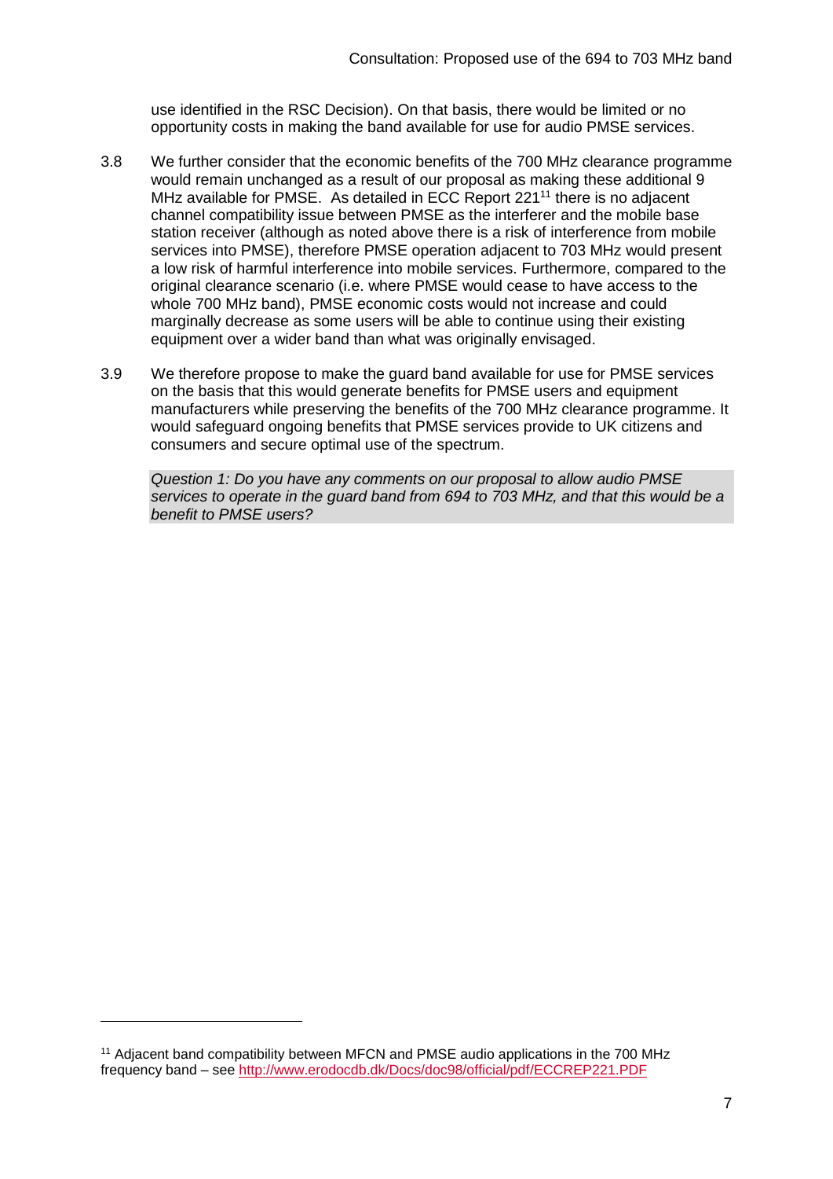use identified in the RSC Decision). On that basis, there would be limited or no opportunity costs in making the band available for use for audio PMSE services.

3.8 We further consider that the economic benefits of the 700 MHz clearance programme would remain unchanged as a result of our proposal as making these additional 9 MHz available for PMSE. As detailed in ECC Report 221[11] there is no adjacent channel compatibility issue between PMSE as the interferer and the mobile base station receiver (although as noted above there is a risk of interference from mobile services into PMSE), therefore PMSE operation adjacent to 703 MHz would present a low risk of harmful interference into mobile services. Furthermore, compared to the original clearance scenario (i.e. where PMSE would cease to have access to the whole 700 MHz band), PMSE economic costs would not increase and could marginally decrease as some users will be able to continue using their existing equipment over a wider band than what was originally envisaged.

3.9 We therefore propose to make the guard band available for use for PMSE services on the basis that this would generate benefits for PMSE users and equipment manufacturers while preserving the benefits of the 700 MHz clearance programme. It would safeguard ongoing benefits that PMSE services provide to UK citizens and consumers and secure optimal use of the spectrum.

*Question 1: Do you have any comments on our proposal to allow audio PMSE services to operate in the guard band from 694 to 703 MHz, and that this would be a benefit to PMSE users?*

---

[11] Adjacent band compatibility between MFCN and PMSE audio applications in the 700 MHz frequency band – see http://www.erodocdb.dk/Docs/doc98/official/pdf/ECCREP221.PDF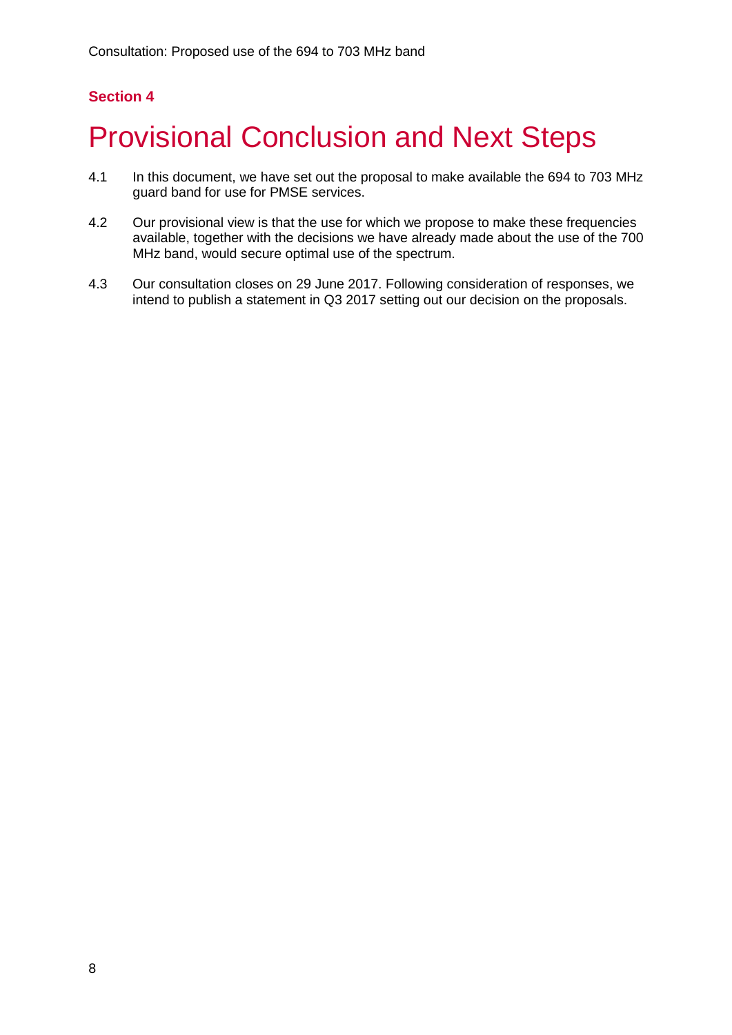**Section 4**

# Provisional Conclusion and Next Steps

4.1 In this document, we have set out the proposal to make available the 694 to 703 MHz guard band for use for PMSE services.

4.2 Our provisional view is that the use for which we propose to make these frequencies available, together with the decisions we have already made about the use of the 700 MHz band, would secure optimal use of the spectrum.

4.3 Our consultation closes on 29 June 2017. Following consideration of responses, we intend to publish a statement in Q3 2017 setting out our decision on the proposals.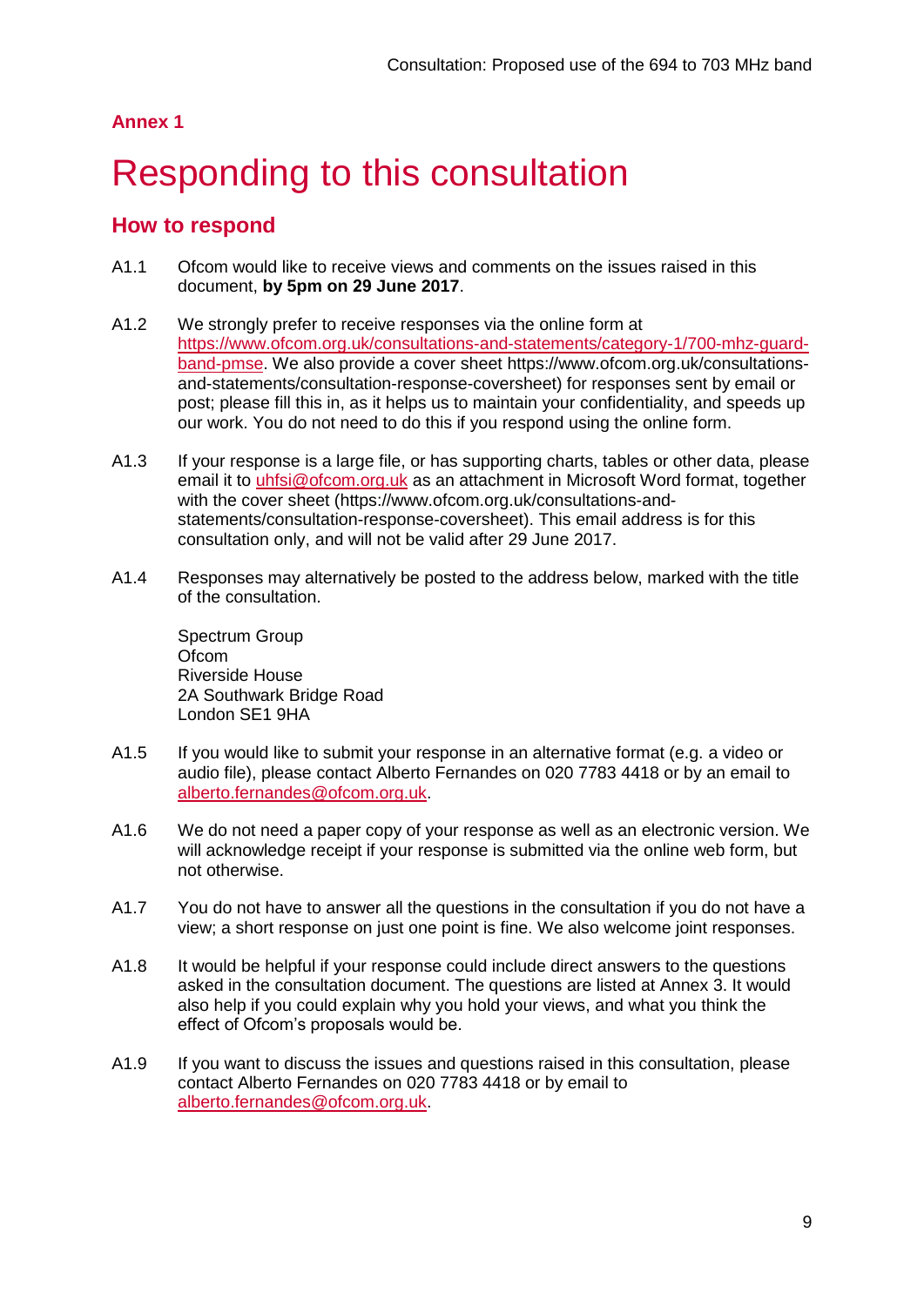## Annex 1

# Responding to this consultation

## How to respond

A1.1 Ofcom would like to receive views and comments on the issues raised in this document, **by 5pm on 29 June 2017**.

A1.2 We strongly prefer to receive responses via the online form at https://www.ofcom.org.uk/consultations-and-statements/category-1/700-mhz-guard-band-pmse. We also provide a cover sheet https://www.ofcom.org.uk/consultations-and-statements/consultation-response-coversheet) for responses sent by email or post; please fill this in, as it helps us to maintain your confidentiality, and speeds up our work. You do not need to do this if you respond using the online form.

A1.3 If your response is a large file, or has supporting charts, tables or other data, please email it to uhfsi@ofcom.org.uk as an attachment in Microsoft Word format, together with the cover sheet (https://www.ofcom.org.uk/consultations-and-statements/consultation-response-coversheet). This email address is for this consultation only, and will not be valid after 29 June 2017.

A1.4 Responses may alternatively be posted to the address below, marked with the title of the consultation.

Spectrum Group
Ofcom
Riverside House
2A Southwark Bridge Road
London SE1 9HA

A1.5 If you would like to submit your response in an alternative format (e.g. a video or audio file), please contact Alberto Fernandes on 020 7783 4418 or by an email to alberto.fernandes@ofcom.org.uk.

A1.6 We do not need a paper copy of your response as well as an electronic version. We will acknowledge receipt if your response is submitted via the online web form, but not otherwise.

A1.7 You do not have to answer all the questions in the consultation if you do not have a view; a short response on just one point is fine. We also welcome joint responses.

A1.8 It would be helpful if your response could include direct answers to the questions asked in the consultation document. The questions are listed at Annex 3. It would also help if you could explain why you hold your views, and what you think the effect of Ofcom's proposals would be.

A1.9 If you want to discuss the issues and questions raised in this consultation, please contact Alberto Fernandes on 020 7783 4418 or by email to alberto.fernandes@ofcom.org.uk.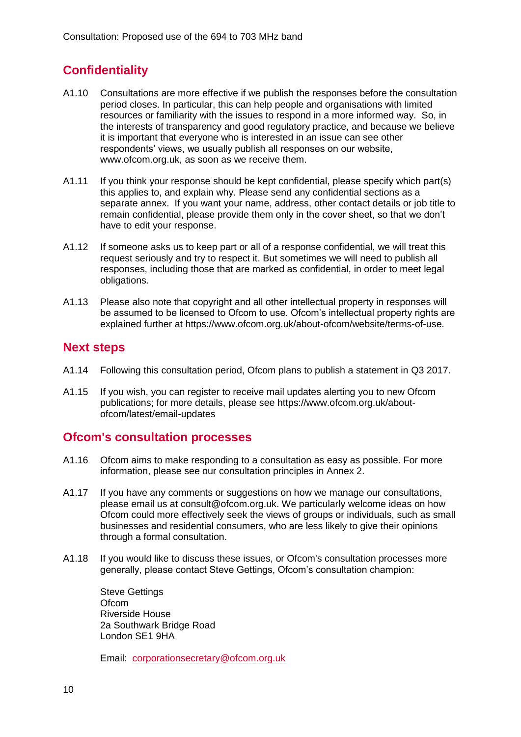## Confidentiality

A1.10 Consultations are more effective if we publish the responses before the consultation period closes. In particular, this can help people and organisations with limited resources or familiarity with the issues to respond in a more informed way. So, in the interests of transparency and good regulatory practice, and because we believe it is important that everyone who is interested in an issue can see other respondents' views, we usually publish all responses on our website, www.ofcom.org.uk, as soon as we receive them.

A1.11 If you think your response should be kept confidential, please specify which part(s) this applies to, and explain why. Please send any confidential sections as a separate annex. If you want your name, address, other contact details or job title to remain confidential, please provide them only in the cover sheet, so that we don't have to edit your response.

A1.12 If someone asks us to keep part or all of a response confidential, we will treat this request seriously and try to respect it. But sometimes we will need to publish all responses, including those that are marked as confidential, in order to meet legal obligations.

A1.13 Please also note that copyright and all other intellectual property in responses will be assumed to be licensed to Ofcom to use. Ofcom's intellectual property rights are explained further at https://www.ofcom.org.uk/about-ofcom/website/terms-of-use.

## Next steps

A1.14 Following this consultation period, Ofcom plans to publish a statement in Q3 2017.

A1.15 If you wish, you can register to receive mail updates alerting you to new Ofcom publications; for more details, please see https://www.ofcom.org.uk/about-ofcom/latest/email-updates

## Ofcom's consultation processes

A1.16 Ofcom aims to make responding to a consultation as easy as possible. For more information, please see our consultation principles in Annex 2.

A1.17 If you have any comments or suggestions on how we manage our consultations, please email us at consult@ofcom.org.uk. We particularly welcome ideas on how Ofcom could more effectively seek the views of groups or individuals, such as small businesses and residential consumers, who are less likely to give their opinions through a formal consultation.

A1.18 If you would like to discuss these issues, or Ofcom's consultation processes more generally, please contact Steve Gettings, Ofcom's consultation champion:

Steve Gettings
Ofcom
Riverside House
2a Southwark Bridge Road
London SE1 9HA

Email: corporationsecretary@ofcom.org.uk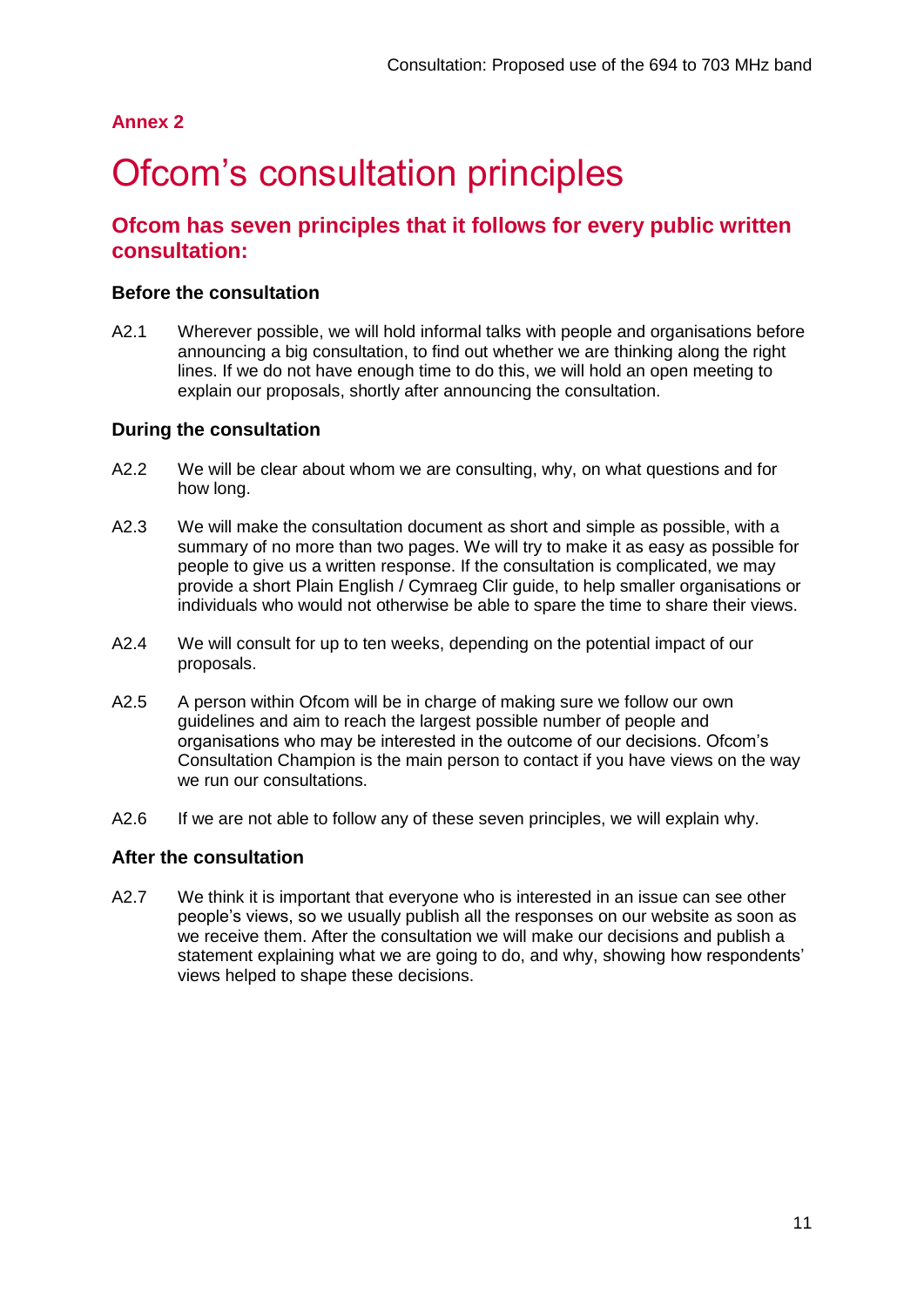## Annex 2

# Ofcom's consultation principles

## Ofcom has seven principles that it follows for every public written consultation:

### Before the consultation

A2.1 Wherever possible, we will hold informal talks with people and organisations before announcing a big consultation, to find out whether we are thinking along the right lines. If we do not have enough time to do this, we will hold an open meeting to explain our proposals, shortly after announcing the consultation.

### During the consultation

A2.2 We will be clear about whom we are consulting, why, on what questions and for how long.

A2.3 We will make the consultation document as short and simple as possible, with a summary of no more than two pages. We will try to make it as easy as possible for people to give us a written response. If the consultation is complicated, we may provide a short Plain English / Cymraeg Clir guide, to help smaller organisations or individuals who would not otherwise be able to spare the time to share their views.

A2.4 We will consult for up to ten weeks, depending on the potential impact of our proposals.

A2.5 A person within Ofcom will be in charge of making sure we follow our own guidelines and aim to reach the largest possible number of people and organisations who may be interested in the outcome of our decisions. Ofcom's Consultation Champion is the main person to contact if you have views on the way we run our consultations.

A2.6 If we are not able to follow any of these seven principles, we will explain why.

### After the consultation

A2.7 We think it is important that everyone who is interested in an issue can see other people's views, so we usually publish all the responses on our website as soon as we receive them. After the consultation we will make our decisions and publish a statement explaining what we are going to do, and why, showing how respondents' views helped to shape these decisions.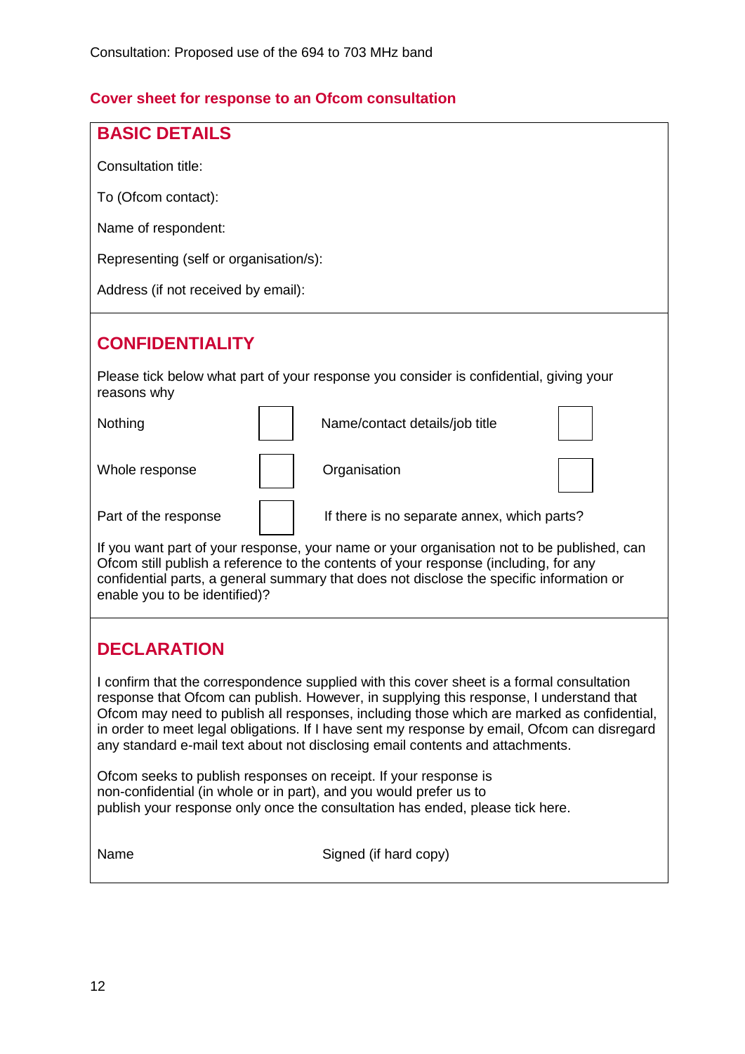## Cover sheet for response to an Ofcom consultation

### BASIC DETAILS

Consultation title:

To (Ofcom contact):

Name of respondent:

Representing (self or organisation/s):

Address (if not received by email):

### CONFIDENTIALITY

Please tick below what part of your response you consider is confidential, giving your reasons why

| | | | |
|---|---|---|---|
| Nothing | ☐ | Name/contact details/job title | ☐ |
| Whole response | ☐ | Organisation | ☐ |
| Part of the response | ☐ | If there is no separate annex, which parts? | |

If you want part of your response, your name or your organisation not to be published, can Ofcom still publish a reference to the contents of your response (including, for any confidential parts, a general summary that does not disclose the specific information or enable you to be identified)?

### DECLARATION

I confirm that the correspondence supplied with this cover sheet is a formal consultation response that Ofcom can publish. However, in supplying this response, I understand that Ofcom may need to publish all responses, including those which are marked as confidential, in order to meet legal obligations. If I have sent my response by email, Ofcom can disregard any standard e-mail text about not disclosing email contents and attachments.

Ofcom seeks to publish responses on receipt. If your response is non-confidential (in whole or in part), and you would prefer us to publish your response only once the consultation has ended, please tick here.

Name

Signed (if hard copy)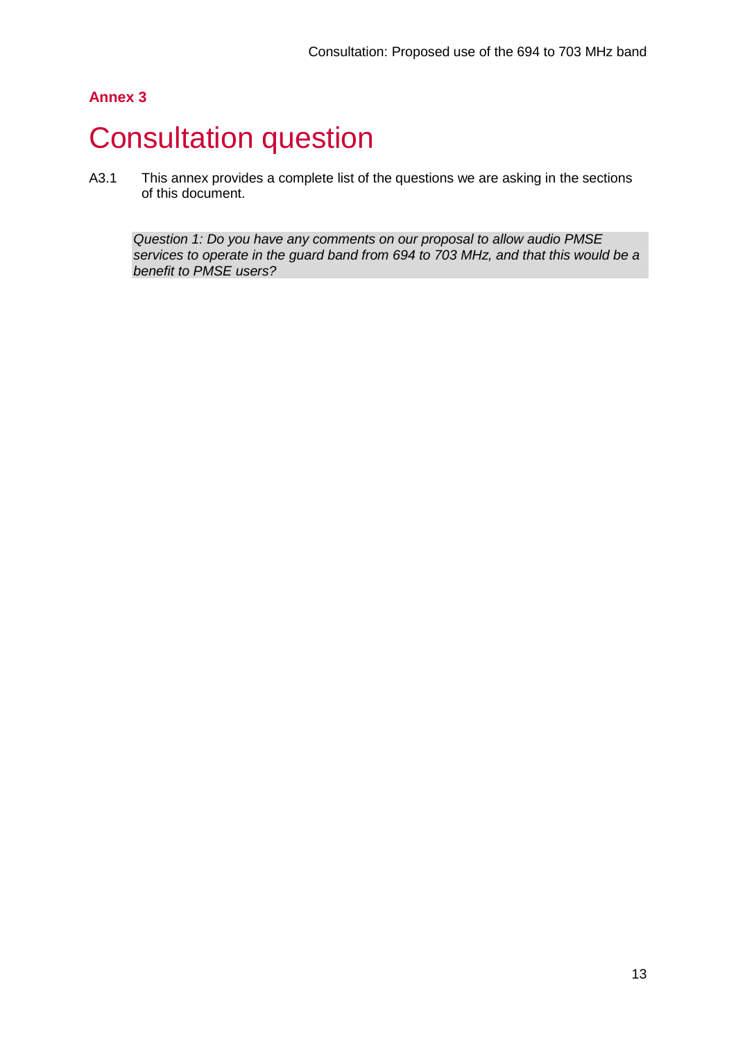**Annex 3**

# Consultation question

A3.1 This annex provides a complete list of the questions we are asking in the sections of this document.

*Question 1: Do you have any comments on our proposal to allow audio PMSE services to operate in the guard band from 694 to 703 MHz, and that this would be a benefit to PMSE users?*